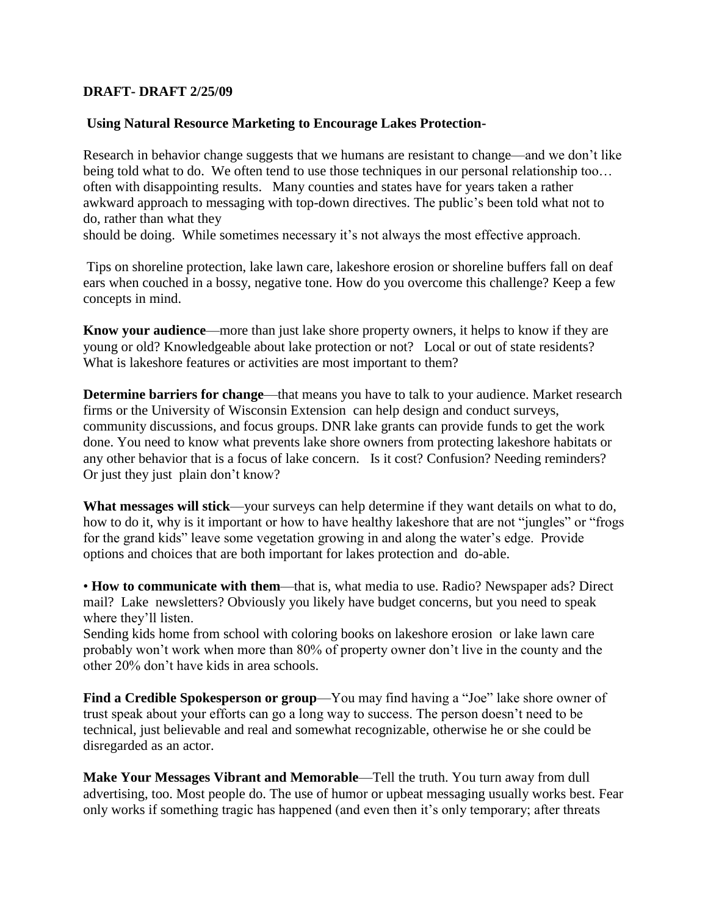**DRAFT- DRAFT 2/25/09**

**Using Natural Resource Marketing to Encourage Lakes Protection-**

Research in behavior change suggests that we humans are resistant to change—and we don't like being told what to do. We often tend to use those techniques in our personal relationship too… often with disappointing results. Many counties and states have for years taken a rather awkward approach to messaging with top-down directives. The public's been told what not to do, rather than what they should be doing. While sometimes necessary it's not always the most effective approach.

Tips on shoreline protection, lake lawn care, lakeshore erosion or shoreline buffers fall on deaf ears when couched in a bossy, negative tone. How do you overcome this challenge? Keep a few concepts in mind.

**Know your audience**—more than just lake shore property owners, it helps to know if they are young or old? Knowledgeable about lake protection or not? Local or out of state residents? What is lakeshore features or activities are most important to them?

**Determine barriers for change**—that means you have to talk to your audience. Market research firms or the University of Wisconsin Extension can help design and conduct surveys, community discussions, and focus groups. DNR lake grants can provide funds to get the work done. You need to know what prevents lake shore owners from protecting lakeshore habitats or any other behavior that is a focus of lake concern. Is it cost? Confusion? Needing reminders? Or just they just plain don't know?

**What messages will stick**—your surveys can help determine if they want details on what to do, how to do it, why is it important or how to have healthy lakeshore that are not "jungles" or "frogs for the grand kids" leave some vegetation growing in and along the water's edge. Provide options and choices that are both important for lakes protection and do-able.

- **How to communicate with them**—that is, what media to use. Radio? Newspaper ads? Direct mail? Lake newsletters? Obviously you likely have budget concerns, but you need to speak where they'll listen.

Sending kids home from school with coloring books on lakeshore erosion or lake lawn care probably won't work when more than 80% of property owner don't live in the county and the other 20% don't have kids in area schools.

**Find a Credible Spokesperson or group**—You may find having a "Joe" lake shore owner of trust speak about your efforts can go a long way to success. The person doesn't need to be technical, just believable and real and somewhat recognizable, otherwise he or she could be disregarded as an actor.

**Make Your Messages Vibrant and Memorable**—Tell the truth. You turn away from dull advertising, too. Most people do. The use of humor or upbeat messaging usually works best. Fear only works if something tragic has happened (and even then it's only temporary; after threats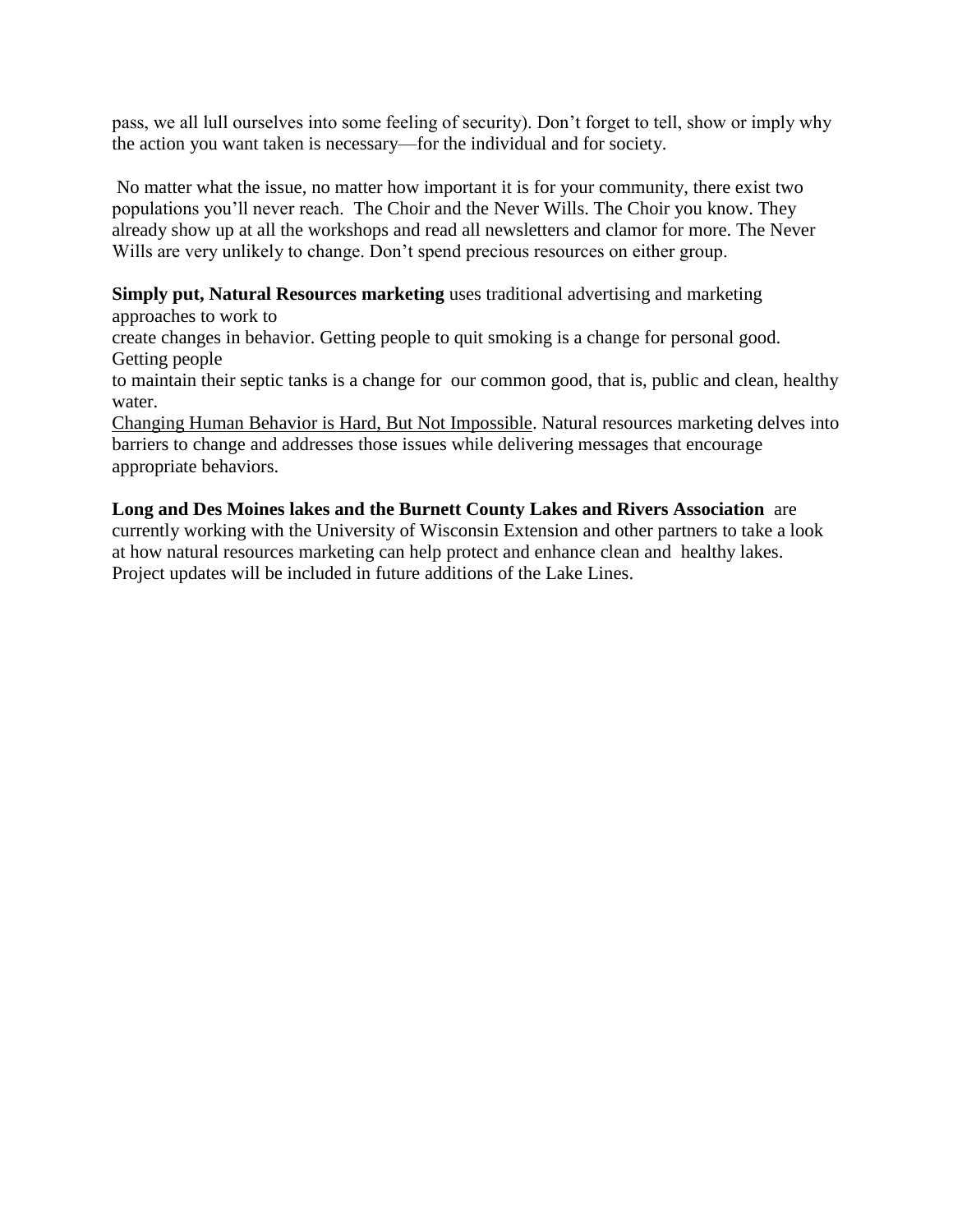pass, we all lull ourselves into some feeling of security). Don't forget to tell, show or imply why the action you want taken is necessary—for the individual and for society.

No matter what the issue, no matter how important it is for your community, there exist two populations you'll never reach. The Choir and the Never Wills. The Choir you know. They already show up at all the workshops and read all newsletters and clamor for more. The Never Wills are very unlikely to change. Don't spend precious resources on either group.

**Simply put, Natural Resources marketing** uses traditional advertising and marketing approaches to work to create changes in behavior. Getting people to quit smoking is a change for personal good. Getting people to maintain their septic tanks is a change for our common good, that is, public and clean, healthy water.

<u>Changing Human Behavior is Hard, But Not Impossible</u>. Natural resources marketing delves into barriers to change and addresses those issues while delivering messages that encourage appropriate behaviors.

**Long and Des Moines lakes and the Burnett County Lakes and Rivers Association** are currently working with the University of Wisconsin Extension and other partners to take a look at how natural resources marketing can help protect and enhance clean and healthy lakes. Project updates will be included in future additions of the Lake Lines.